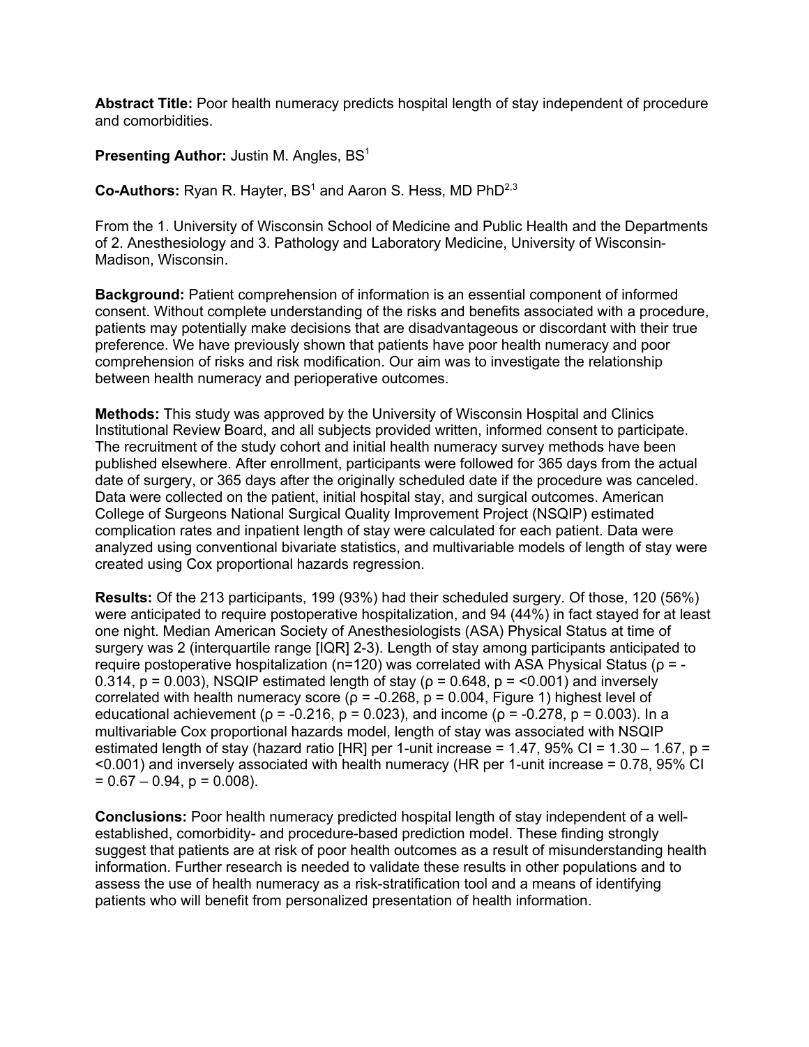**Abstract Title:** Poor health numeracy predicts hospital length of stay independent of procedure and comorbidities.

**Presenting Author:** Justin M. Angles, BS[1]

**Co-Authors:** Ryan R. Hayter, BS[1] and Aaron S. Hess, MD PhD[2,3]

From the 1. University of Wisconsin School of Medicine and Public Health and the Departments of 2. Anesthesiology and 3. Pathology and Laboratory Medicine, University of Wisconsin-Madison, Wisconsin.

**Background:** Patient comprehension of information is an essential component of informed consent. Without complete understanding of the risks and benefits associated with a procedure, patients may potentially make decisions that are disadvantageous or discordant with their true preference. We have previously shown that patients have poor health numeracy and poor comprehension of risks and risk modification. Our aim was to investigate the relationship between health numeracy and perioperative outcomes.

**Methods:** This study was approved by the University of Wisconsin Hospital and Clinics Institutional Review Board, and all subjects provided written, informed consent to participate. The recruitment of the study cohort and initial health numeracy survey methods have been published elsewhere. After enrollment, participants were followed for 365 days from the actual date of surgery, or 365 days after the originally scheduled date if the procedure was canceled. Data were collected on the patient, initial hospital stay, and surgical outcomes. American College of Surgeons National Surgical Quality Improvement Project (NSQIP) estimated complication rates and inpatient length of stay were calculated for each patient. Data were analyzed using conventional bivariate statistics, and multivariable models of length of stay were created using Cox proportional hazards regression.

**Results:** Of the 213 participants, 199 (93%) had their scheduled surgery. Of those, 120 (56%) were anticipated to require postoperative hospitalization, and 94 (44%) in fact stayed for at least one night. Median American Society of Anesthesiologists (ASA) Physical Status at time of surgery was 2 (interquartile range [IQR] 2-3). Length of stay among participants anticipated to require postoperative hospitalization (n=120) was correlated with ASA Physical Status ($\rho$ = -0.314, $p$ = 0.003), NSQIP estimated length of stay ($\rho$ = 0.648, $p$ = <0.001) and inversely correlated with health numeracy score ($\rho$ = -0.268, $p$ = 0.004, Figure 1) highest level of educational achievement ($\rho$ = -0.216, $p$ = 0.023), and income ($\rho$ = -0.278, $p$ = 0.003). In a multivariable Cox proportional hazards model, length of stay was associated with NSQIP estimated length of stay (hazard ratio [HR] per 1-unit increase = 1.47, 95% CI = 1.30 – 1.67, $p$ = <0.001) and inversely associated with health numeracy (HR per 1-unit increase = 0.78, 95% CI = 0.67 – 0.94, $p$ = 0.008).

**Conclusions:** Poor health numeracy predicted hospital length of stay independent of a well-established, comorbidity- and procedure-based prediction model. These finding strongly suggest that patients are at risk of poor health outcomes as a result of misunderstanding health information. Further research is needed to validate these results in other populations and to assess the use of health numeracy as a risk-stratification tool and a means of identifying patients who will benefit from personalized presentation of health information.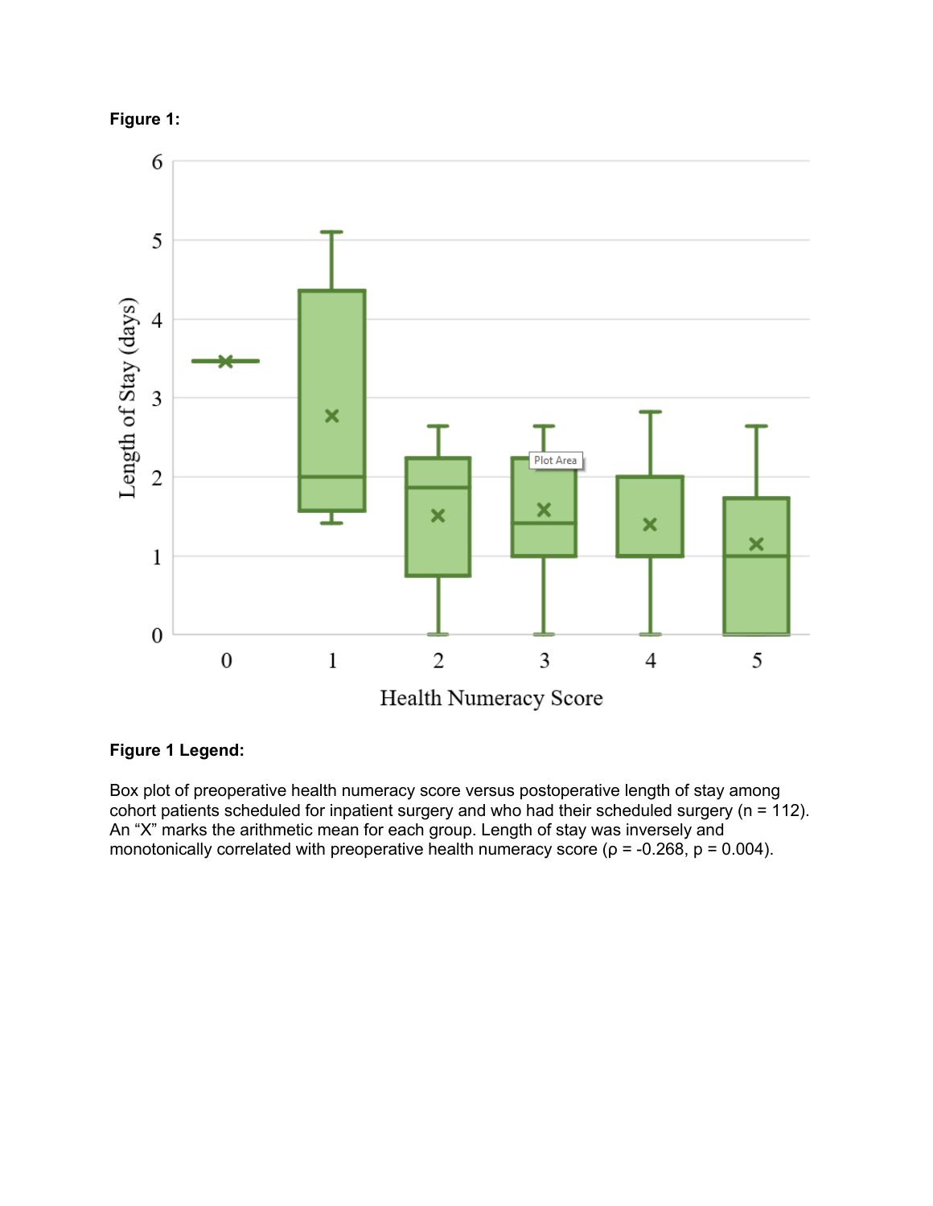**Figure 1:**

Length of Stay (days)

6

5

4

3

2

1

0

Plot Area

0 1 2 3 4 5

Health Numeracy Score

**Figure 1 Legend:**

Box plot of preoperative health numeracy score versus postoperative length of stay among cohort patients scheduled for inpatient surgery and who had their scheduled surgery (n = 112). An "X" marks the arithmetic mean for each group. Length of stay was inversely and monotonically correlated with preoperative health numeracy score ($\rho = -0.268$, $p = 0.004$).